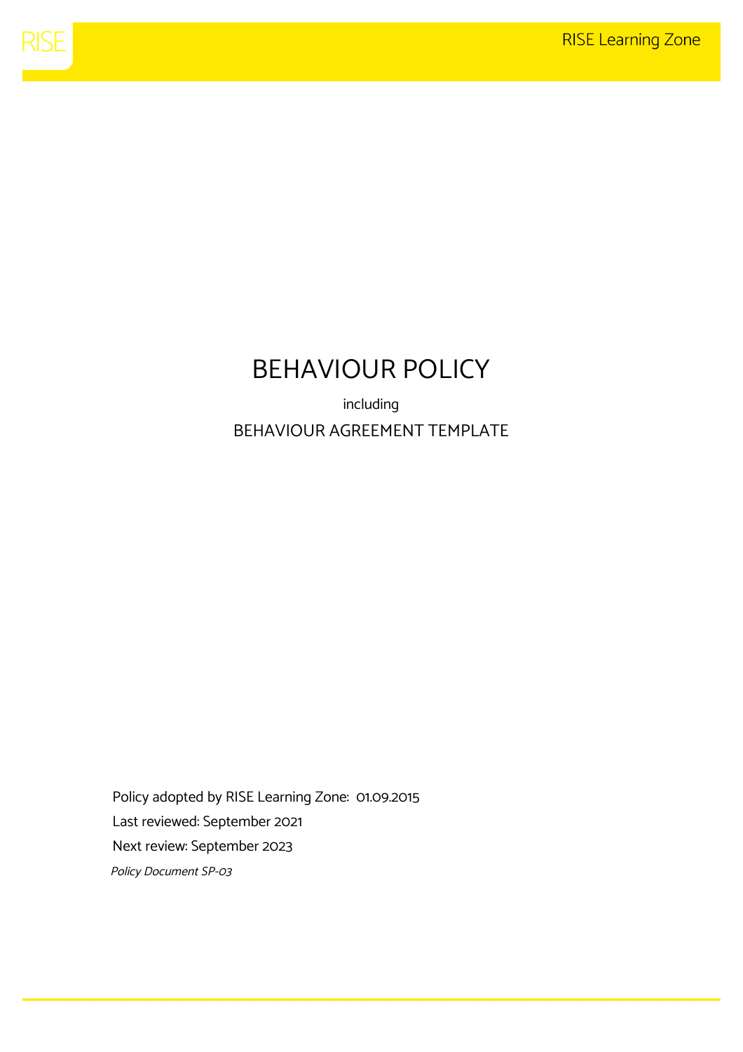# BEHAVIOUR POLICY

including

## BEHAVIOUR AGREEMENT TEMPLATE

Policy adopted by RISE Learning Zone: 01.09.2015

Last reviewed: September 2021

Next review: September 2023

*Policy Document SP-03*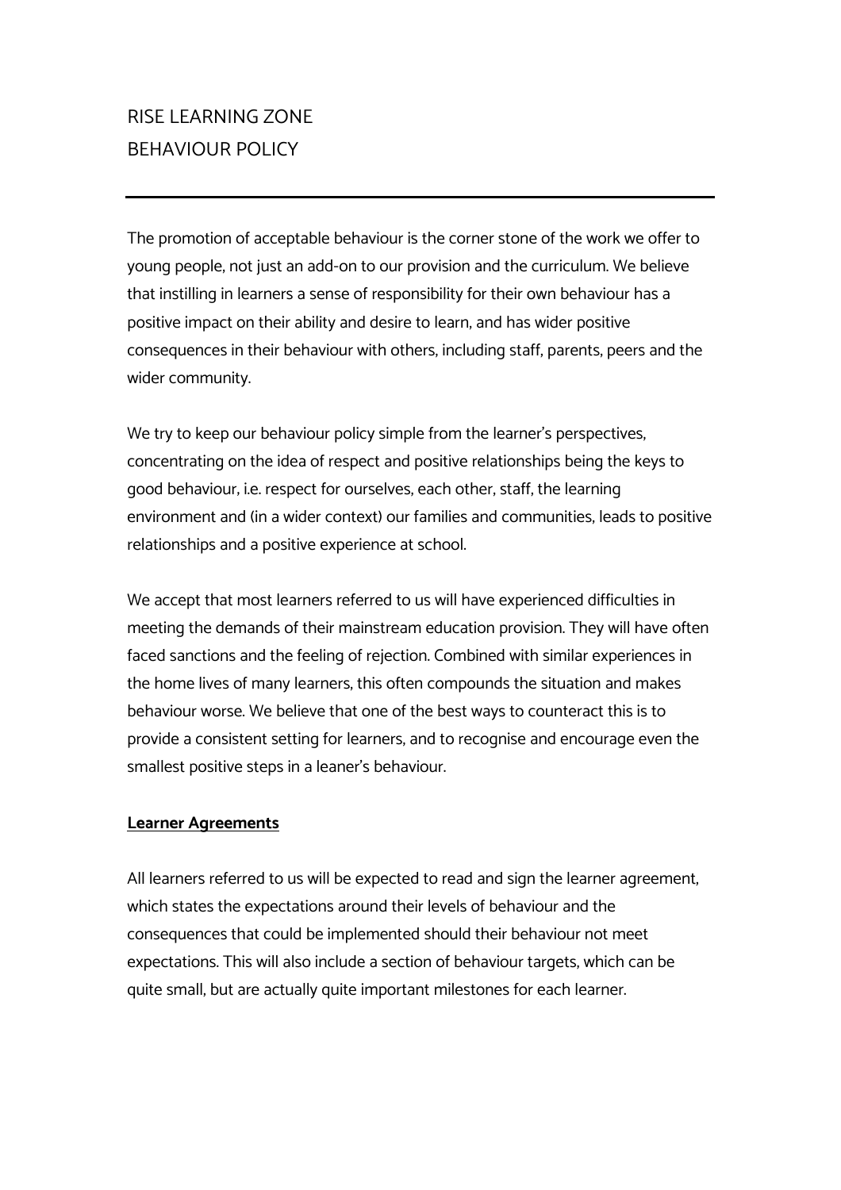# RISE LEARNING ZONE
# BEHAVIOUR POLICY

---

The promotion of acceptable behaviour is the corner stone of the work we offer to young people, not just an add-on to our provision and the curriculum. We believe that instilling in learners a sense of responsibility for their own behaviour has a positive impact on their ability and desire to learn, and has wider positive consequences in their behaviour with others, including staff, parents, peers and the wider community.

We try to keep our behaviour policy simple from the learner's perspectives, concentrating on the idea of respect and positive relationships being the keys to good behaviour, i.e. respect for ourselves, each other, staff, the learning environment and (in a wider context) our families and communities, leads to positive relationships and a positive experience at school.

We accept that most learners referred to us will have experienced difficulties in meeting the demands of their mainstream education provision. They will have often faced sanctions and the feeling of rejection. Combined with similar experiences in the home lives of many learners, this often compounds the situation and makes behaviour worse. We believe that one of the best ways to counteract this is to provide a consistent setting for learners, and to recognise and encourage even the smallest positive steps in a leaner's behaviour.

## Learner Agreements

All learners referred to us will be expected to read and sign the learner agreement, which states the expectations around their levels of behaviour and the consequences that could be implemented should their behaviour not meet expectations. This will also include a section of behaviour targets, which can be quite small, but are actually quite important milestones for each learner.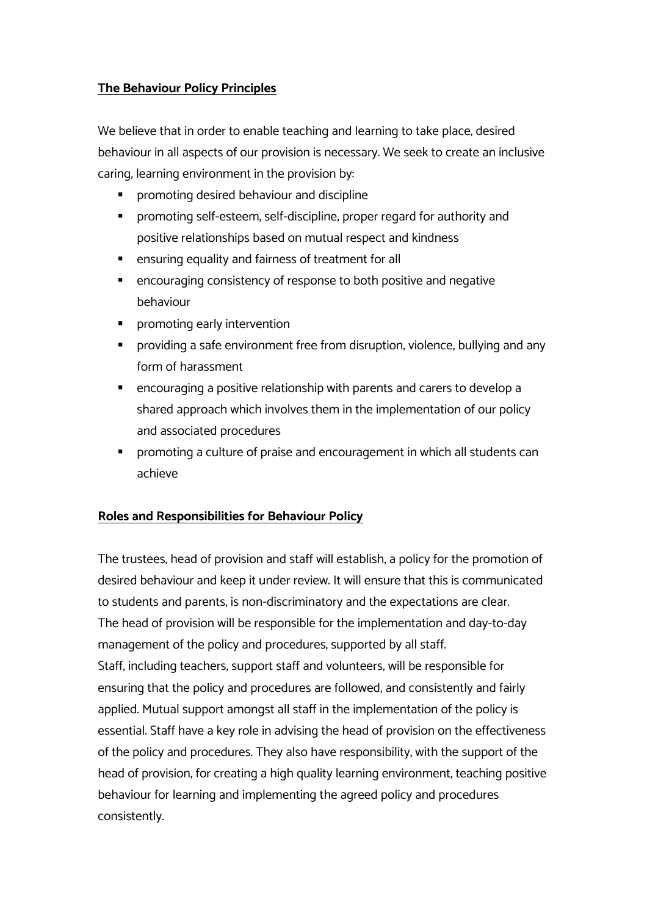**The Behaviour Policy Principles**

We believe that in order to enable teaching and learning to take place, desired behaviour in all aspects of our provision is necessary. We seek to create an inclusive caring, learning environment in the provision by:

- promoting desired behaviour and discipline
- promoting self-esteem, self-discipline, proper regard for authority and positive relationships based on mutual respect and kindness
- ensuring equality and fairness of treatment for all
- encouraging consistency of response to both positive and negative behaviour
- promoting early intervention
- providing a safe environment free from disruption, violence, bullying and any form of harassment
- encouraging a positive relationship with parents and carers to develop a shared approach which involves them in the implementation of our policy and associated procedures
- promoting a culture of praise and encouragement in which all students can achieve

**Roles and Responsibilities for Behaviour Policy**

The trustees, head of provision and staff will establish, a policy for the promotion of desired behaviour and keep it under review. It will ensure that this is communicated to students and parents, is non-discriminatory and the expectations are clear.
The head of provision will be responsible for the implementation and day-to-day management of the policy and procedures, supported by all staff.
Staff, including teachers, support staff and volunteers, will be responsible for ensuring that the policy and procedures are followed, and consistently and fairly applied. Mutual support amongst all staff in the implementation of the policy is essential. Staff have a key role in advising the head of provision on the effectiveness of the policy and procedures. They also have responsibility, with the support of the head of provision, for creating a high quality learning environment, teaching positive behaviour for learning and implementing the agreed policy and procedures consistently.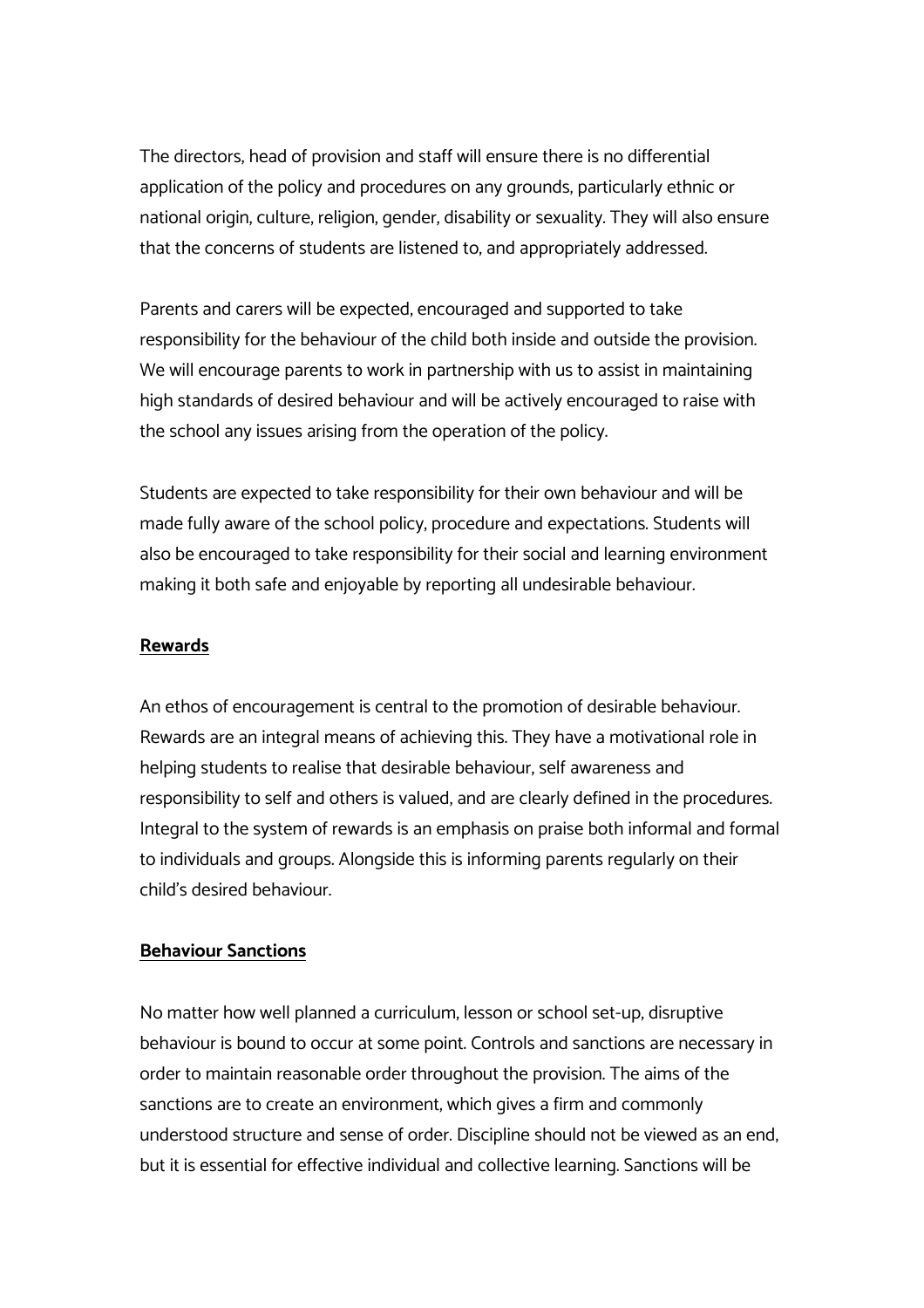The directors, head of provision and staff will ensure there is no differential application of the policy and procedures on any grounds, particularly ethnic or national origin, culture, religion, gender, disability or sexuality. They will also ensure that the concerns of students are listened to, and appropriately addressed.

Parents and carers will be expected, encouraged and supported to take responsibility for the behaviour of the child both inside and outside the provision. We will encourage parents to work in partnership with us to assist in maintaining high standards of desired behaviour and will be actively encouraged to raise with the school any issues arising from the operation of the policy.

Students are expected to take responsibility for their own behaviour and will be made fully aware of the school policy, procedure and expectations. Students will also be encouraged to take responsibility for their social and learning environment making it both safe and enjoyable by reporting all undesirable behaviour.

## Rewards

An ethos of encouragement is central to the promotion of desirable behaviour. Rewards are an integral means of achieving this. They have a motivational role in helping students to realise that desirable behaviour, self awareness and responsibility to self and others is valued, and are clearly defined in the procedures. Integral to the system of rewards is an emphasis on praise both informal and formal to individuals and groups. Alongside this is informing parents regularly on their child's desired behaviour.

## Behaviour Sanctions

No matter how well planned a curriculum, lesson or school set-up, disruptive behaviour is bound to occur at some point. Controls and sanctions are necessary in order to maintain reasonable order throughout the provision. The aims of the sanctions are to create an environment, which gives a firm and commonly understood structure and sense of order. Discipline should not be viewed as an end, but it is essential for effective individual and collective learning. Sanctions will be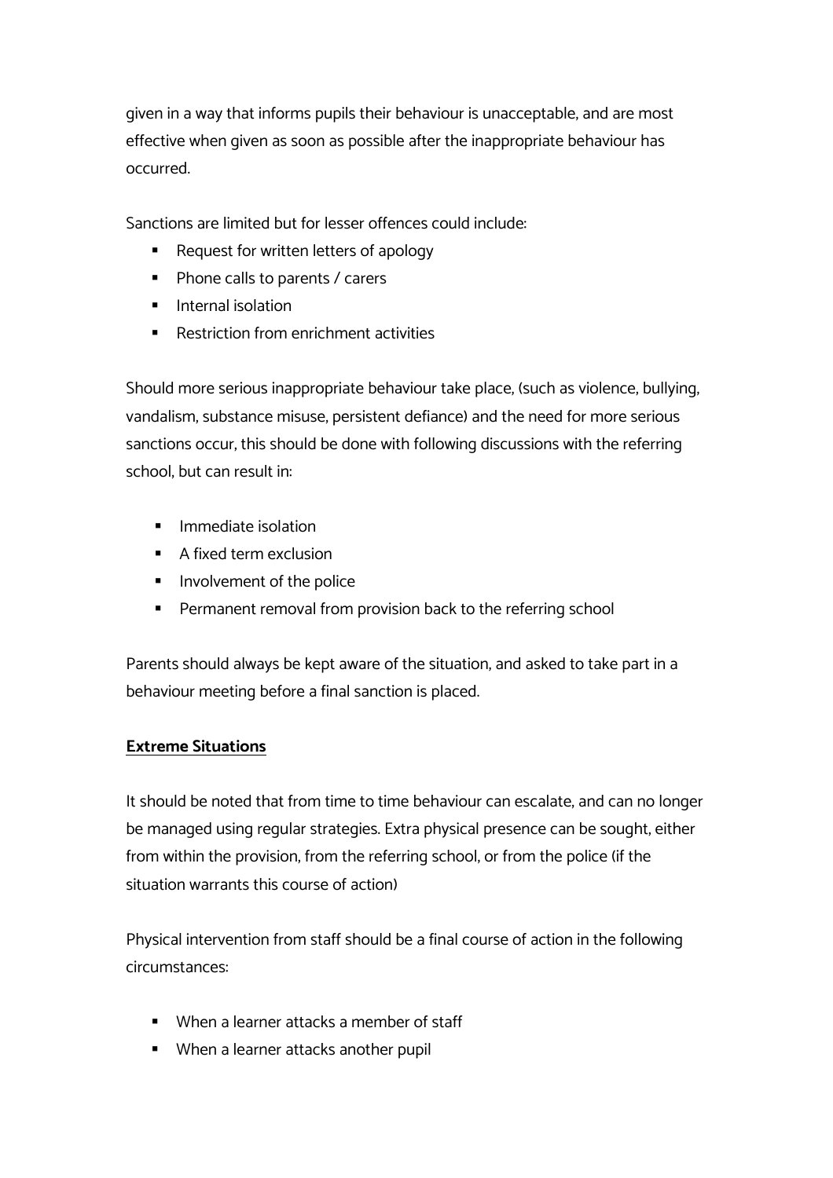given in a way that informs pupils their behaviour is unacceptable, and are most effective when given as soon as possible after the inappropriate behaviour has occurred.

Sanctions are limited but for lesser offences could include:

- Request for written letters of apology
- Phone calls to parents / carers
- Internal isolation
- Restriction from enrichment activities

Should more serious inappropriate behaviour take place, (such as violence, bullying, vandalism, substance misuse, persistent defiance) and the need for more serious sanctions occur, this should be done with following discussions with the referring school, but can result in:

- Immediate isolation
- A fixed term exclusion
- Involvement of the police
- Permanent removal from provision back to the referring school

Parents should always be kept aware of the situation, and asked to take part in a behaviour meeting before a final sanction is placed.

**Extreme Situations**

It should be noted that from time to time behaviour can escalate, and can no longer be managed using regular strategies. Extra physical presence can be sought, either from within the provision, from the referring school, or from the police (if the situation warrants this course of action)

Physical intervention from staff should be a final course of action in the following circumstances:

- When a learner attacks a member of staff
- When a learner attacks another pupil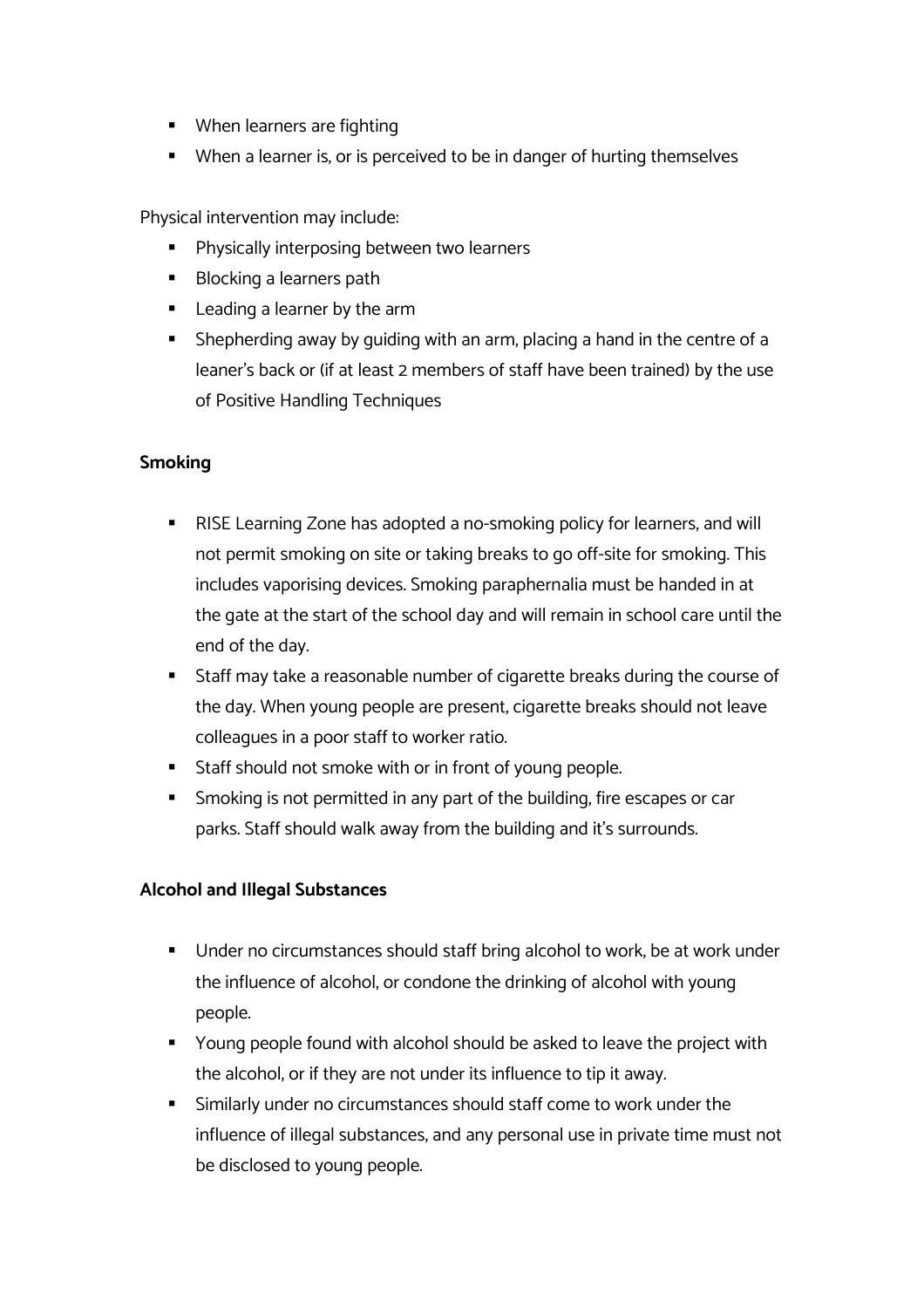- When learners are fighting
- When a learner is, or is perceived to be in danger of hurting themselves

Physical intervention may include:

- Physically interposing between two learners
- Blocking a learners path
- Leading a learner by the arm
- Shepherding away by guiding with an arm, placing a hand in the centre of a leaner's back or (if at least 2 members of staff have been trained) by the use of Positive Handling Techniques

**Smoking**

- RISE Learning Zone has adopted a no-smoking policy for learners, and will not permit smoking on site or taking breaks to go off-site for smoking. This includes vaporising devices. Smoking paraphernalia must be handed in at the gate at the start of the school day and will remain in school care until the end of the day.
- Staff may take a reasonable number of cigarette breaks during the course of the day. When young people are present, cigarette breaks should not leave colleagues in a poor staff to worker ratio.
- Staff should not smoke with or in front of young people.
- Smoking is not permitted in any part of the building, fire escapes or car parks. Staff should walk away from the building and it's surrounds.

**Alcohol and Illegal Substances**

- Under no circumstances should staff bring alcohol to work, be at work under the influence of alcohol, or condone the drinking of alcohol with young people.
- Young people found with alcohol should be asked to leave the project with the alcohol, or if they are not under its influence to tip it away.
- Similarly under no circumstances should staff come to work under the influence of illegal substances, and any personal use in private time must not be disclosed to young people.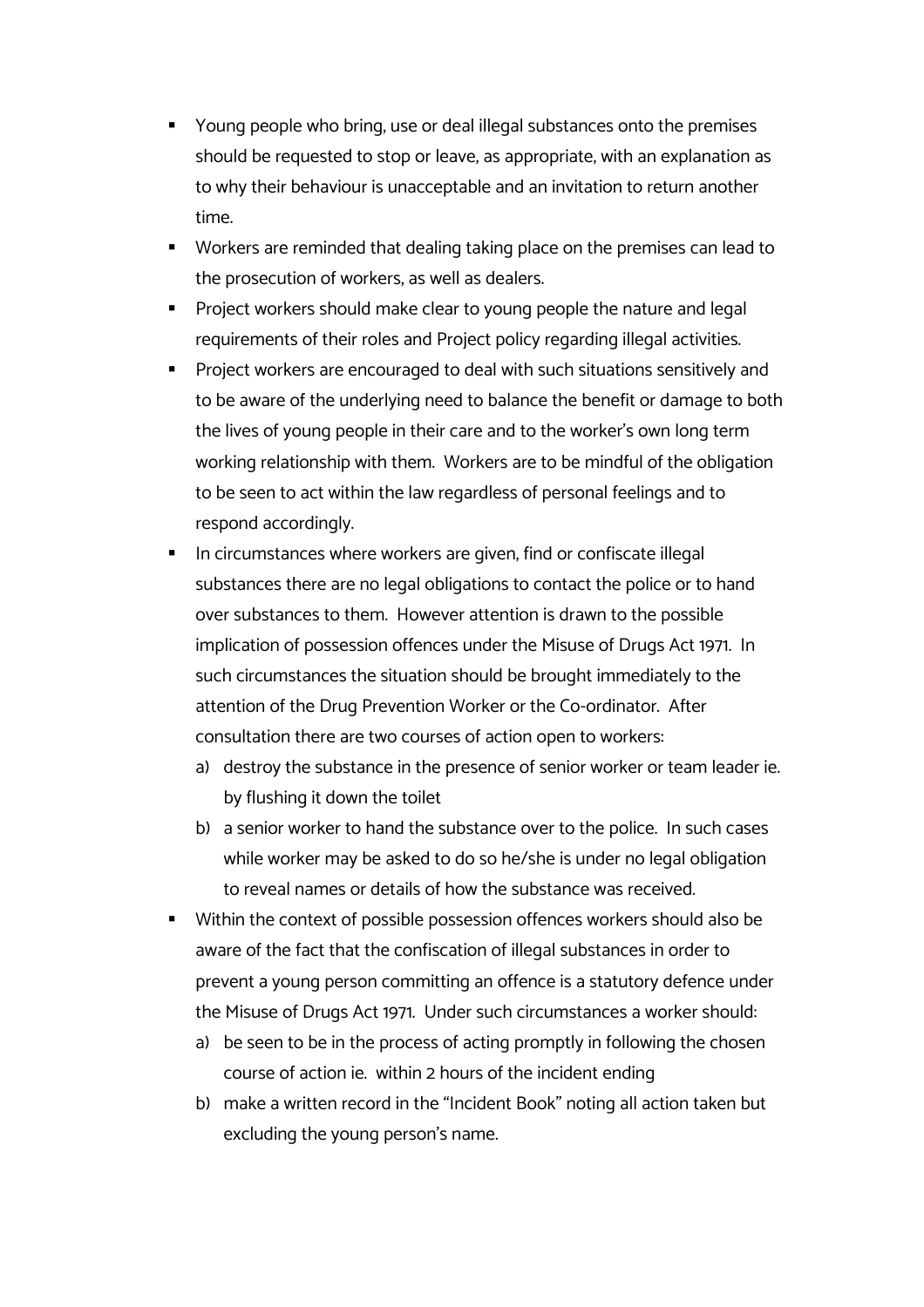- Young people who bring, use or deal illegal substances onto the premises should be requested to stop or leave, as appropriate, with an explanation as to why their behaviour is unacceptable and an invitation to return another time.
- Workers are reminded that dealing taking place on the premises can lead to the prosecution of workers, as well as dealers.
- Project workers should make clear to young people the nature and legal requirements of their roles and Project policy regarding illegal activities.
- Project workers are encouraged to deal with such situations sensitively and to be aware of the underlying need to balance the benefit or damage to both the lives of young people in their care and to the worker's own long term working relationship with them. Workers are to be mindful of the obligation to be seen to act within the law regardless of personal feelings and to respond accordingly.
- In circumstances where workers are given, find or confiscate illegal substances there are no legal obligations to contact the police or to hand over substances to them. However attention is drawn to the possible implication of possession offences under the Misuse of Drugs Act 1971. In such circumstances the situation should be brought immediately to the attention of the Drug Prevention Worker or the Co-ordinator. After consultation there are two courses of action open to workers:
  a) destroy the substance in the presence of senior worker or team leader ie. by flushing it down the toilet
  b) a senior worker to hand the substance over to the police. In such cases while worker may be asked to do so he/she is under no legal obligation to reveal names or details of how the substance was received.
- Within the context of possible possession offences workers should also be aware of the fact that the confiscation of illegal substances in order to prevent a young person committing an offence is a statutory defence under the Misuse of Drugs Act 1971. Under such circumstances a worker should:
  a) be seen to be in the process of acting promptly in following the chosen course of action ie. within 2 hours of the incident ending
  b) make a written record in the "Incident Book" noting all action taken but excluding the young person's name.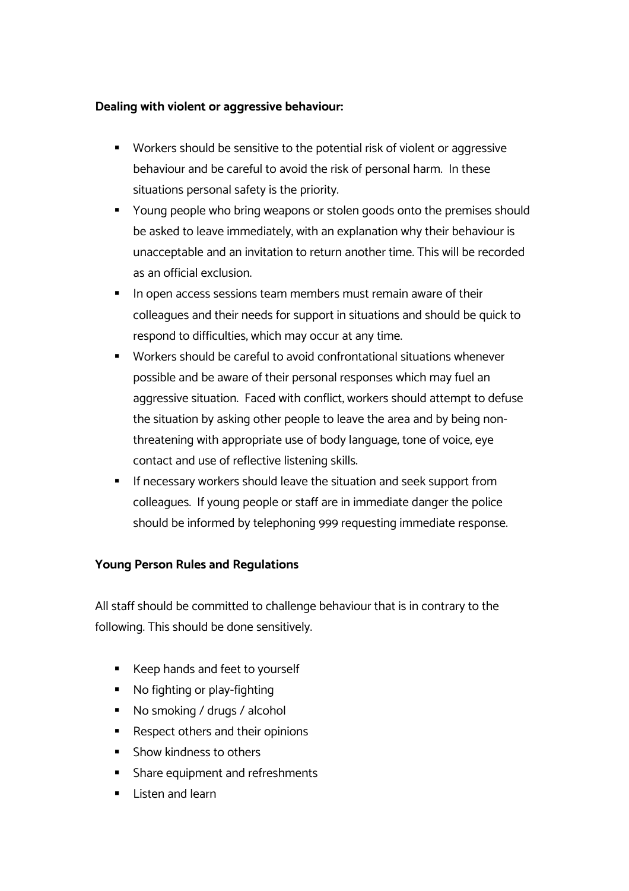**Dealing with violent or aggressive behaviour:**

- Workers should be sensitive to the potential risk of violent or aggressive behaviour and be careful to avoid the risk of personal harm.  In these situations personal safety is the priority.
- Young people who bring weapons or stolen goods onto the premises should be asked to leave immediately, with an explanation why their behaviour is unacceptable and an invitation to return another time. This will be recorded as an official exclusion.
- In open access sessions team members must remain aware of their colleagues and their needs for support in situations and should be quick to respond to difficulties, which may occur at any time.
- Workers should be careful to avoid confrontational situations whenever possible and be aware of their personal responses which may fuel an aggressive situation.  Faced with conflict, workers should attempt to defuse the situation by asking other people to leave the area and by being non-threatening with appropriate use of body language, tone of voice, eye contact and use of reflective listening skills.
- If necessary workers should leave the situation and seek support from colleagues.  If young people or staff are in immediate danger the police should be informed by telephoning 999 requesting immediate response.

**Young Person Rules and Regulations**

All staff should be committed to challenge behaviour that is in contrary to the following. This should be done sensitively.

- Keep hands and feet to yourself
- No fighting or play-fighting
- No smoking / drugs / alcohol
- Respect others and their opinions
- Show kindness to others
- Share equipment and refreshments
- Listen and learn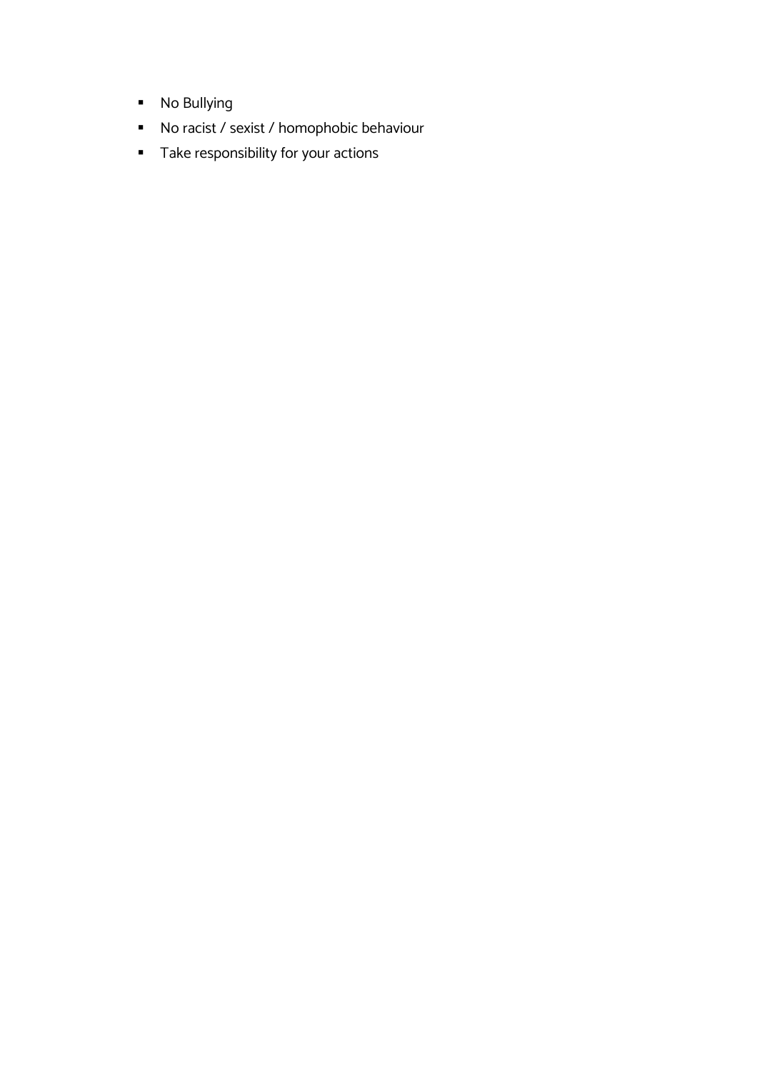- No Bullying
- No racist / sexist / homophobic behaviour
- Take responsibility for your actions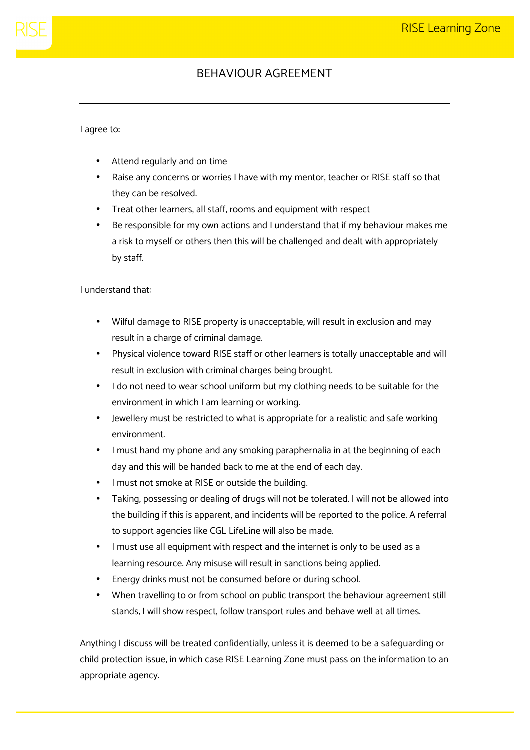# BEHAVIOUR AGREEMENT

I agree to:

- Attend regularly and on time
- Raise any concerns or worries I have with my mentor, teacher or RISE staff so that they can be resolved.
- Treat other learners, all staff, rooms and equipment with respect
- Be responsible for my own actions and I understand that if my behaviour makes me a risk to myself or others then this will be challenged and dealt with appropriately by staff.

I understand that:

- Wilful damage to RISE property is unacceptable, will result in exclusion and may result in a charge of criminal damage.
- Physical violence toward RISE staff or other learners is totally unacceptable and will result in exclusion with criminal charges being brought.
- I do not need to wear school uniform but my clothing needs to be suitable for the environment in which I am learning or working.
- Jewellery must be restricted to what is appropriate for a realistic and safe working environment.
- I must hand my phone and any smoking paraphernalia in at the beginning of each day and this will be handed back to me at the end of each day.
- I must not smoke at RISE or outside the building.
- Taking, possessing or dealing of drugs will not be tolerated. I will not be allowed into the building if this is apparent, and incidents will be reported to the police. A referral to support agencies like CGL LifeLine will also be made.
- I must use all equipment with respect and the internet is only to be used as a learning resource. Any misuse will result in sanctions being applied.
- Energy drinks must not be consumed before or during school.
- When travelling to or from school on public transport the behaviour agreement still stands, I will show respect, follow transport rules and behave well at all times.

Anything I discuss will be treated confidentially, unless it is deemed to be a safeguarding or child protection issue, in which case RISE Learning Zone must pass on the information to an appropriate agency.